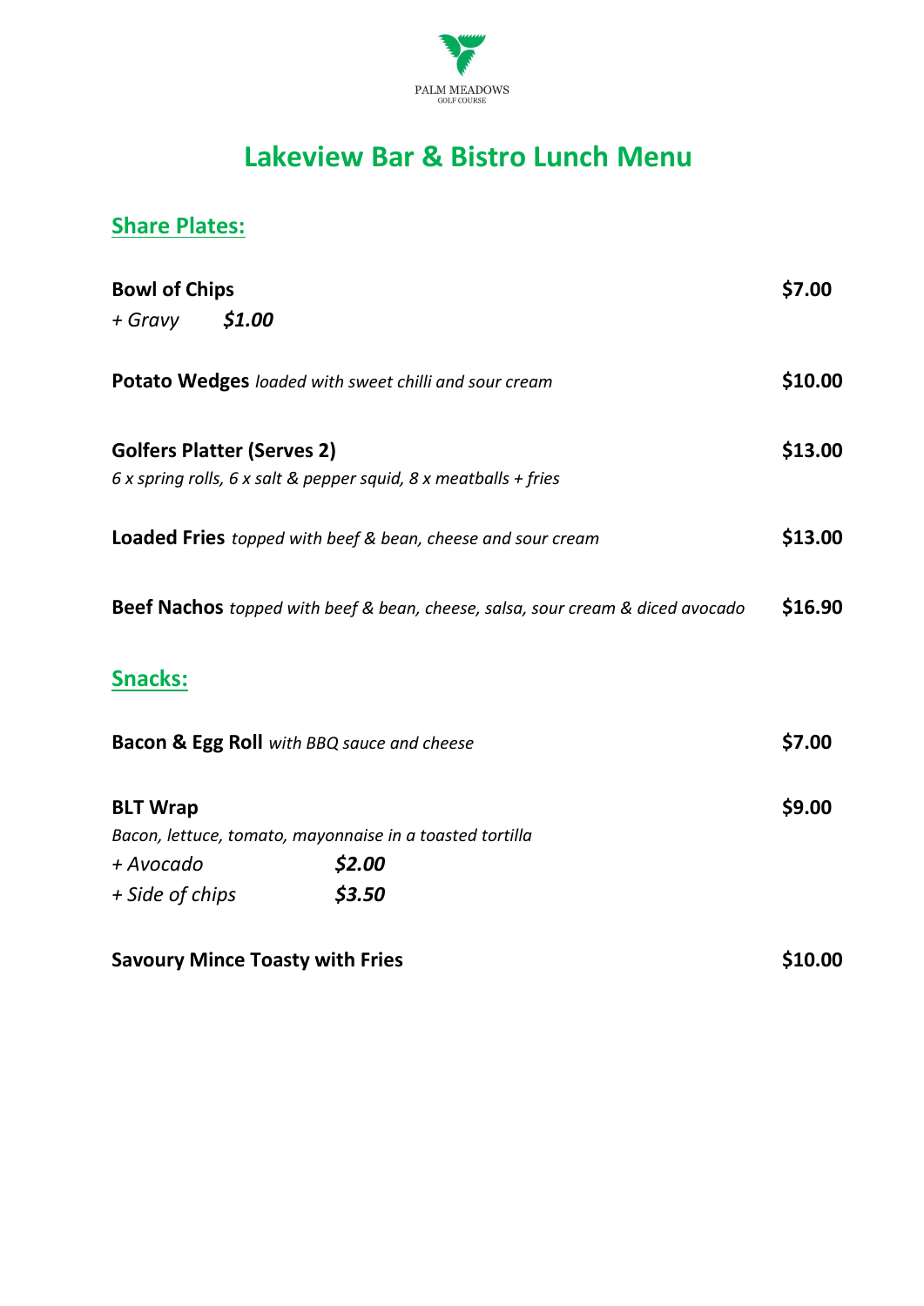PALM MEADOWS
GOLF COURSE

# Lakeview Bar & Bistro Lunch Menu

## Share Plates:

**Bowl of Chips** **$7.00**
*+ Gravy* ***$1.00***

**Potato Wedges** *loaded with sweet chilli and sour cream* **$10.00**

**Golfers Platter (Serves 2)** **$13.00**
*6 x spring rolls, 6 x salt & pepper squid, 8 x meatballs + fries*

**Loaded Fries** *topped with beef & bean, cheese and sour cream* **$13.00**

**Beef Nachos** *topped with beef & bean, cheese, salsa, sour cream & diced avocado* **$16.90**

## Snacks:

**Bacon & Egg Roll** *with BBQ sauce and cheese* **$7.00**

**BLT Wrap** **$9.00**
*Bacon, lettuce, tomato, mayonnaise in a toasted tortilla*
*+ Avocado* ***$2.00***
*+ Side of chips* ***$3.50***

**Savoury Mince Toasty with Fries** **$10.00**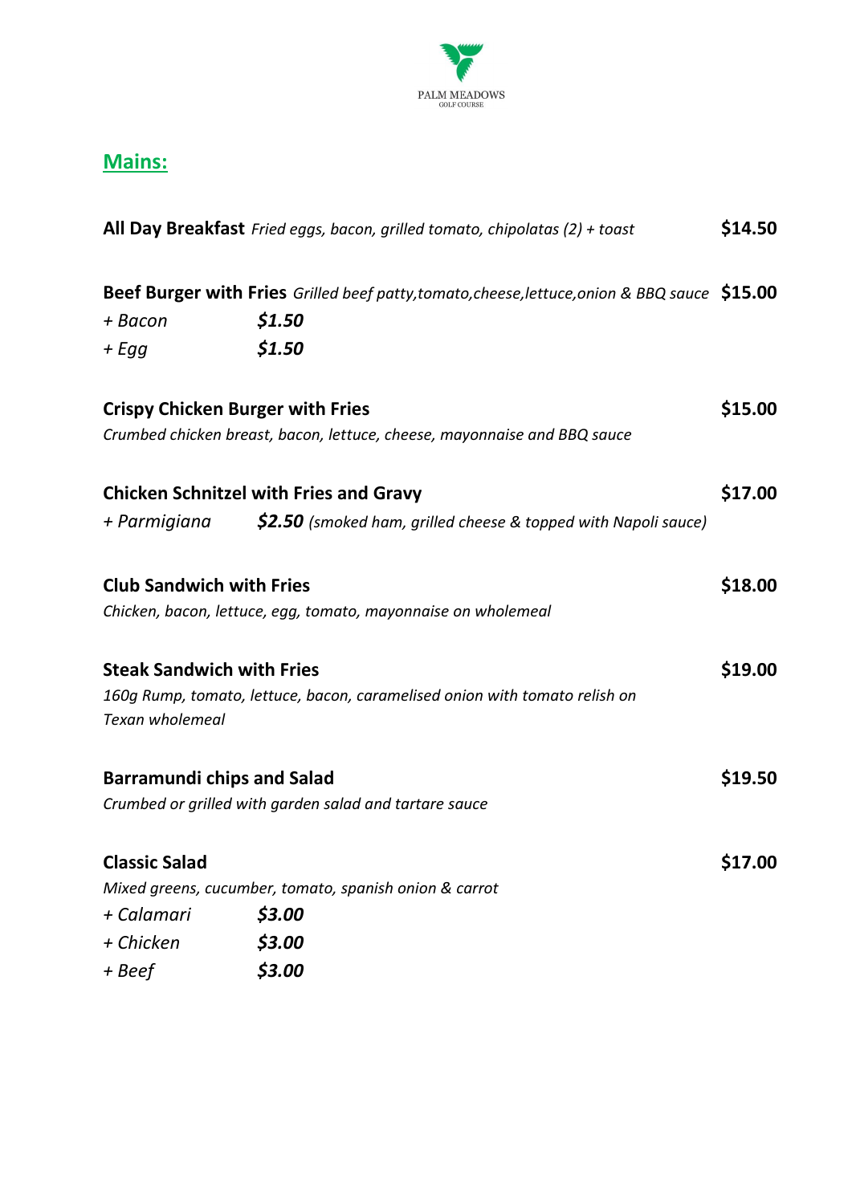PALM MEADOWS
GOLF COURSE

## Mains:

**All Day Breakfast** *Fried eggs, bacon, grilled tomato, chipolatas (2) + toast* **$14.50**

**Beef Burger with Fries** *Grilled beef patty,tomato,cheese,lettuce,onion & BBQ sauce* **$15.00**

*+ Bacon* ***$1.50***

*+ Egg* ***$1.50***

**Crispy Chicken Burger with Fries** **$15.00**

*Crumbed chicken breast, bacon, lettuce, cheese, mayonnaise and BBQ sauce*

**Chicken Schnitzel with Fries and Gravy** **$17.00**

*+ Parmigiana* ***$2.50*** *(smoked ham, grilled cheese & topped with Napoli sauce)*

**Club Sandwich with Fries** **$18.00**

*Chicken, bacon, lettuce, egg, tomato, mayonnaise on wholemeal*

**Steak Sandwich with Fries** **$19.00**

*160g Rump, tomato, lettuce, bacon, caramelised onion with tomato relish on Texan wholemeal*

**Barramundi chips and Salad** **$19.50**

*Crumbed or grilled with garden salad and tartare sauce*

**Classic Salad** **$17.00**

*Mixed greens, cucumber, tomato, spanish onion & carrot*

*+ Calamari* ***$3.00***

*+ Chicken* ***$3.00***

*+ Beef* ***$3.00***